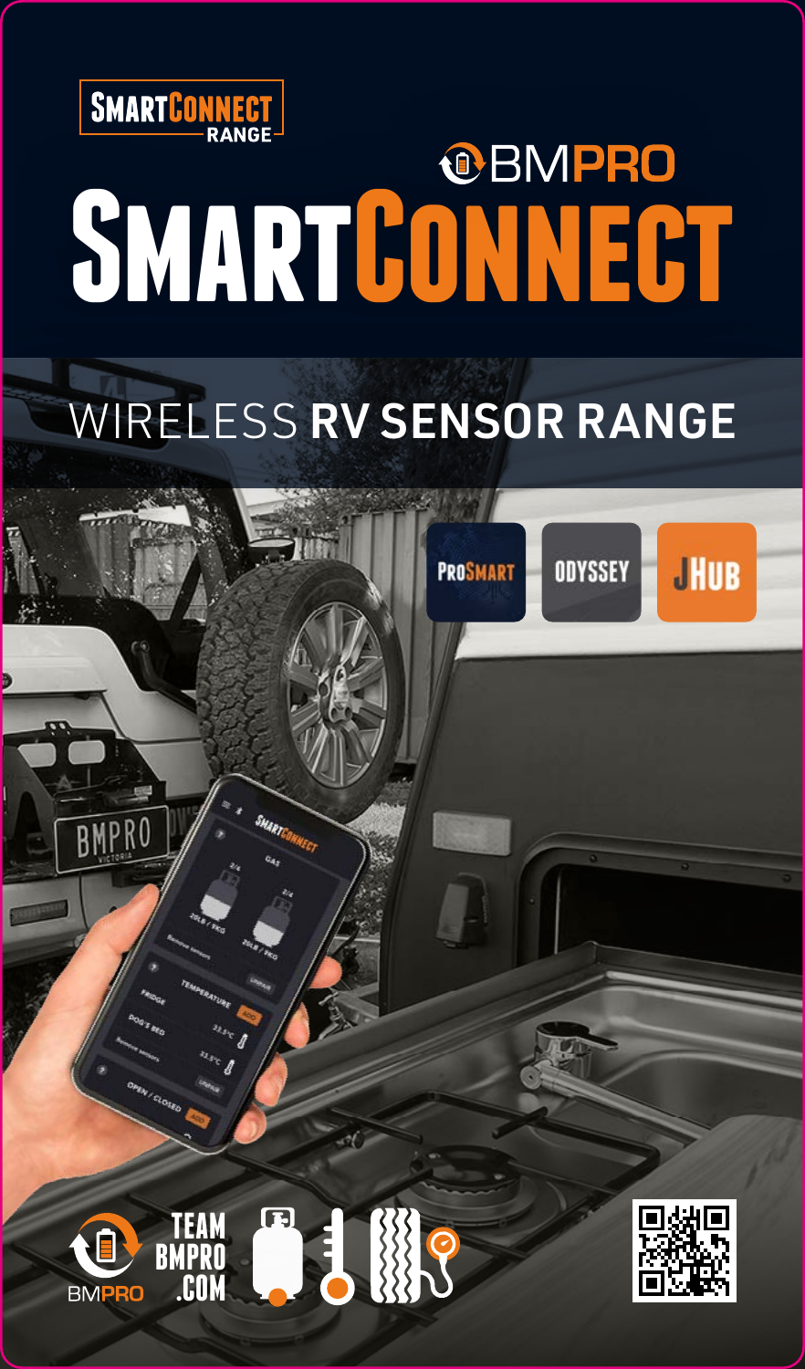SMARTCONNECT RANGE

BMPRO

# SMARTCONNECT

## WIRELESS RV SENSOR RANGE

PROSMART

ODYSSEY

JHUB

TEAM BMPRO .COM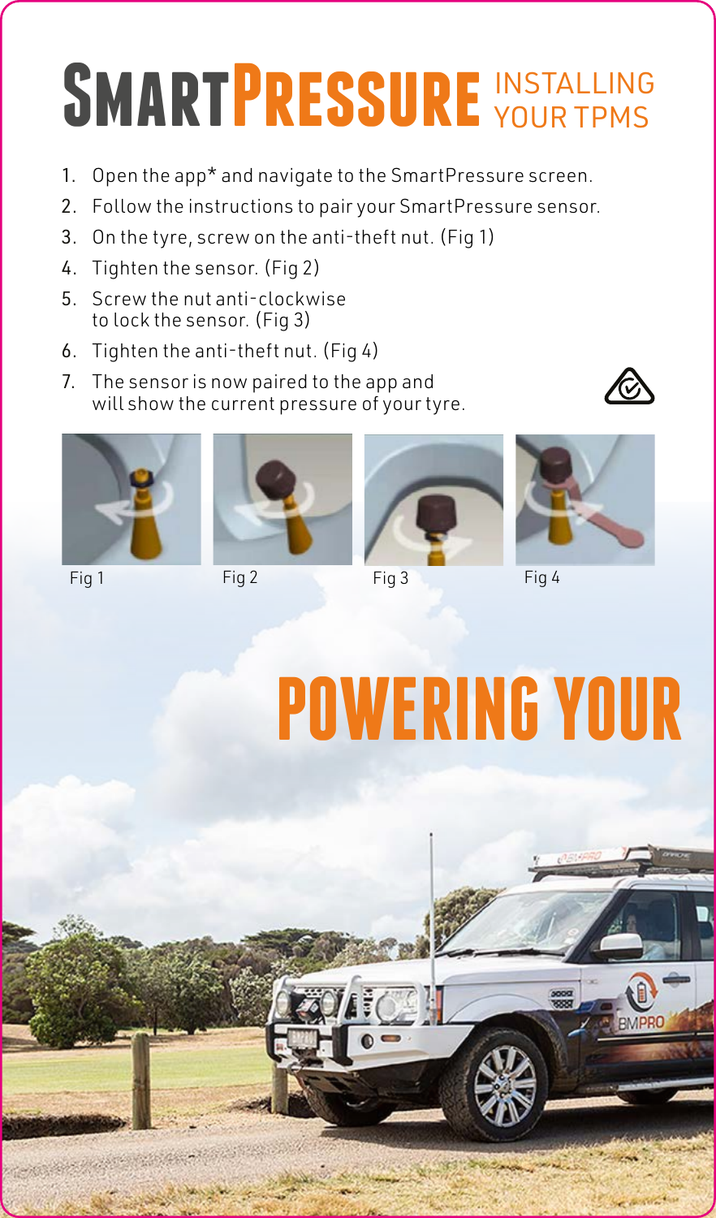# SmartPressure INSTALLING YOUR TPMS

1. Open the app* and navigate to the SmartPressure screen.
2. Follow the instructions to pair your SmartPressure sensor.
3. On the tyre, screw on the anti-theft nut. (Fig 1)
4. Tighten the sensor. (Fig 2)
5. Screw the nut anti-clockwise to lock the sensor. (Fig 3)
6. Tighten the anti-theft nut. (Fig 4)
7. The sensor is now paired to the app and will show the current pressure of your tyre.

Fig 1

Fig 2

Fig 3

Fig 4

# POWERING YOUR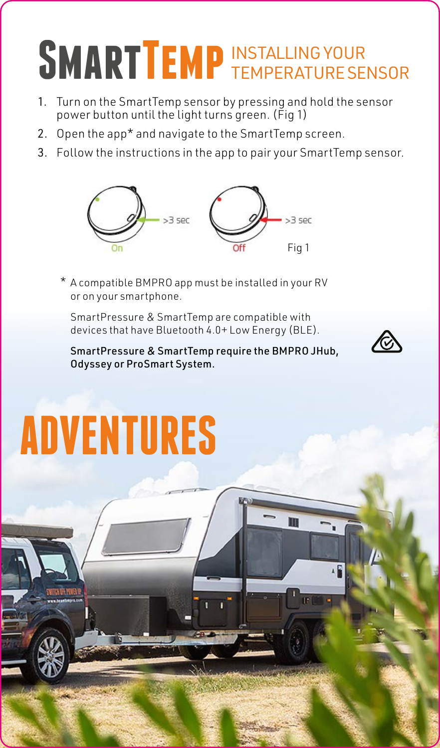# SmartTemp INSTALLING YOUR TEMPERATURE SENSOR

1. Turn on the SmartTemp sensor by pressing and hold the sensor power button until the light turns green. (Fig 1)
2. Open the app* and navigate to the SmartTemp screen.
3. Follow the instructions in the app to pair your SmartTemp sensor.

On >3 sec Off >3 sec

Fig 1

* A compatible BMPRO app must be installed in your RV or on your smartphone.

SmartPressure & SmartTemp are compatible with devices that have Bluetooth 4.0+ Low Energy (BLE).

**SmartPressure & SmartTemp require the BMPRO JHub, Odyssey or ProSmart System.**

# ADVENTURES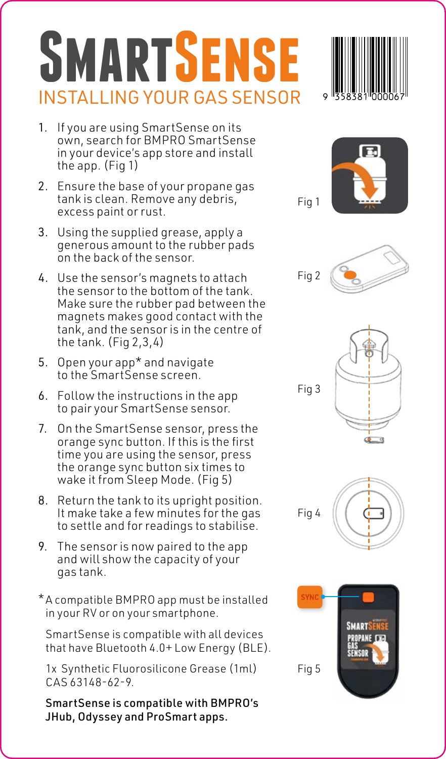# SmartSense

## INSTALLING YOUR GAS SENSOR

9 358381 000067

1. If you are using SmartSense on its own, search for BMPRO SmartSense in your device's app store and install the app. (Fig 1)
2. Ensure the base of your propane gas tank is clean. Remove any debris, excess paint or rust.
3. Using the supplied grease, apply a generous amount to the rubber pads on the back of the sensor.
4. Use the sensor's magnets to attach the sensor to the bottom of the tank. Make sure the rubber pad between the magnets makes good contact with the tank, and the sensor is in the centre of the tank. (Fig 2,3,4)
5. Open your app* and navigate to the SmartSense screen.
6. Follow the instructions in the app to pair your SmartSense sensor.
7. On the SmartSense sensor, press the orange sync button. If this is the first time you are using the sensor, press the orange sync button six times to wake it from Sleep Mode. (Fig 5)
8. Return the tank to its upright position. It make take a few minutes for the gas to settle and for readings to stabilise.
9. The sensor is now paired to the app and will show the capacity of your gas tank.

*A compatible BMPRO app must be installed in your RV or on your smartphone.

SmartSense is compatible with all devices that have Bluetooth 4.0+ Low Energy (BLE).

1x Synthetic Fluorosilicone Grease (1ml) CAS 63148-62-9.

**SmartSense is compatible with BMPRO's JHub, Odyssey and ProSmart apps.**

Fig 1

Fig 2

Fig 3

Fig 4

SYNC

SMARTSENSE PROPANE GAS SENSOR

Fig 5